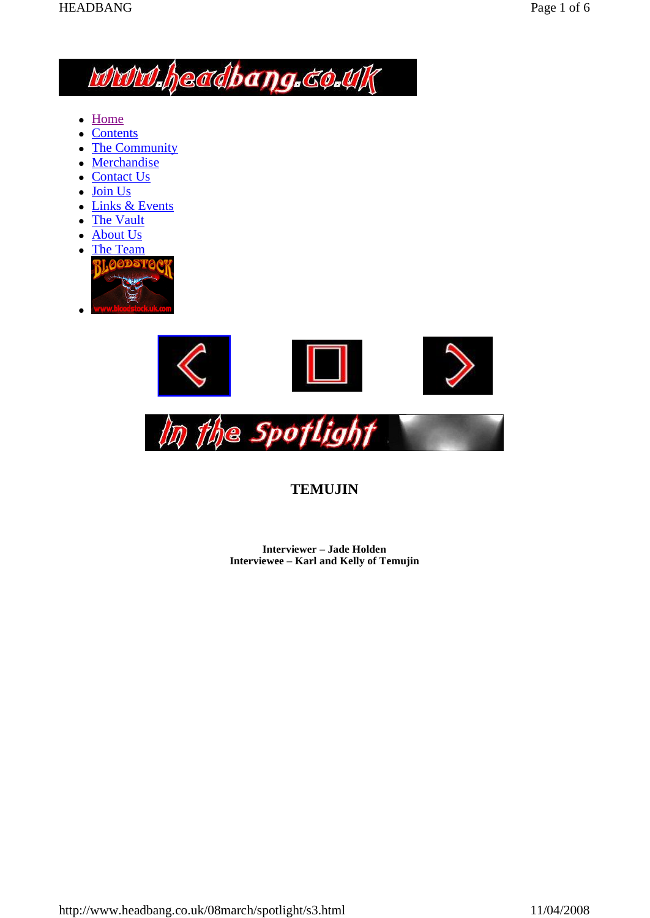- Home
- Contents
- The Community
- Merchandise
- Contact Us
- Join Us
- Links & Events
- The Vault
- About Us
- The Team
-

# TEMUJIN

**Interviewer – Jade Holden**
**Interviewee – Karl and Kelly of Temujin**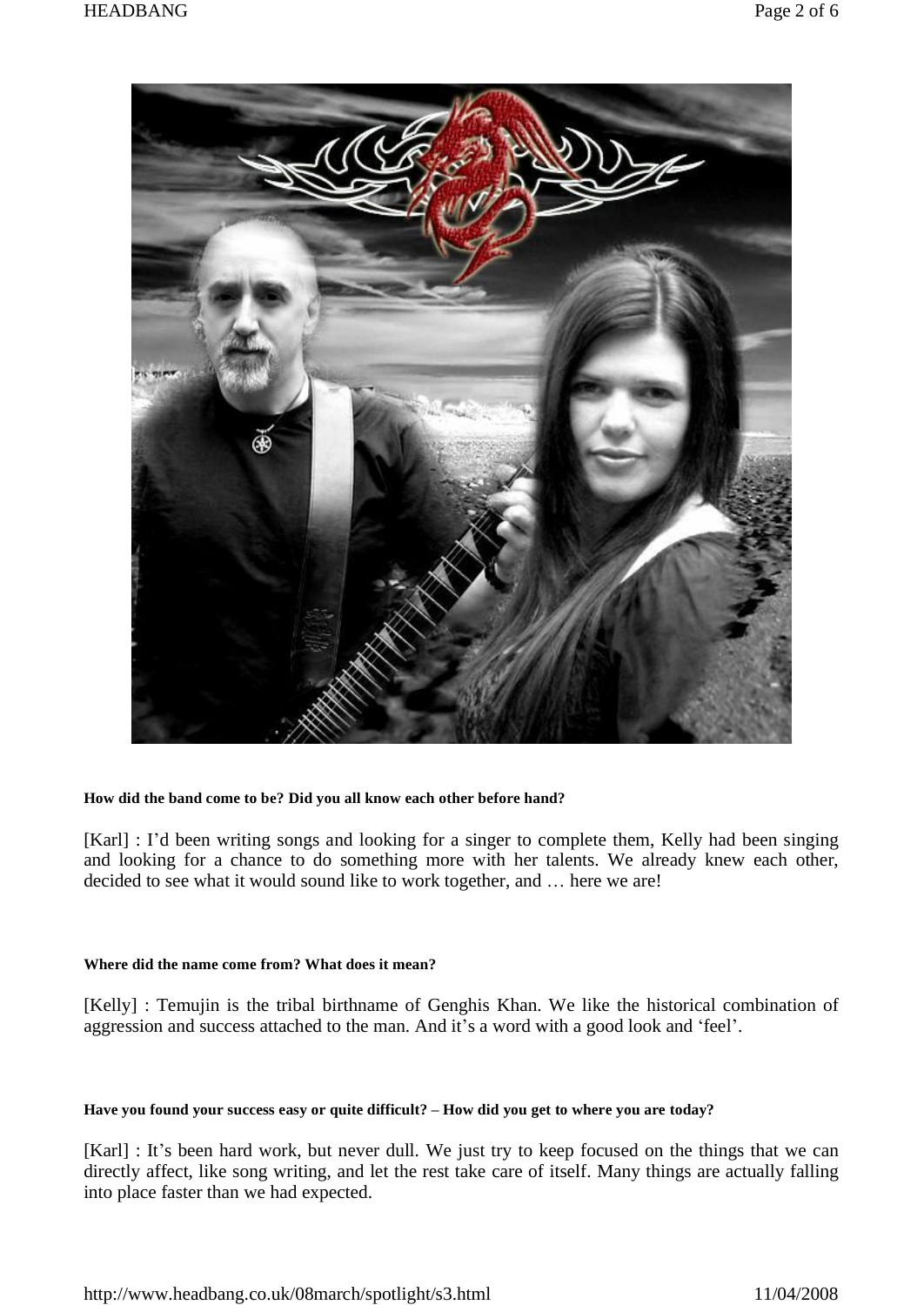**How did the band come to be? Did you all know each other before hand?**

[Karl] : I'd been writing songs and looking for a singer to complete them, Kelly had been singing and looking for a chance to do something more with her talents. We already knew each other, decided to see what it would sound like to work together, and … here we are!

**Where did the name come from? What does it mean?**

[Kelly] : Temujin is the tribal birthname of Genghis Khan. We like the historical combination of aggression and success attached to the man. And it's a word with a good look and 'feel'.

**Have you found your success easy or quite difficult? – How did you get to where you are today?**

[Karl] : It's been hard work, but never dull. We just try to keep focused on the things that we can directly affect, like song writing, and let the rest take care of itself. Many things are actually falling into place faster than we had expected.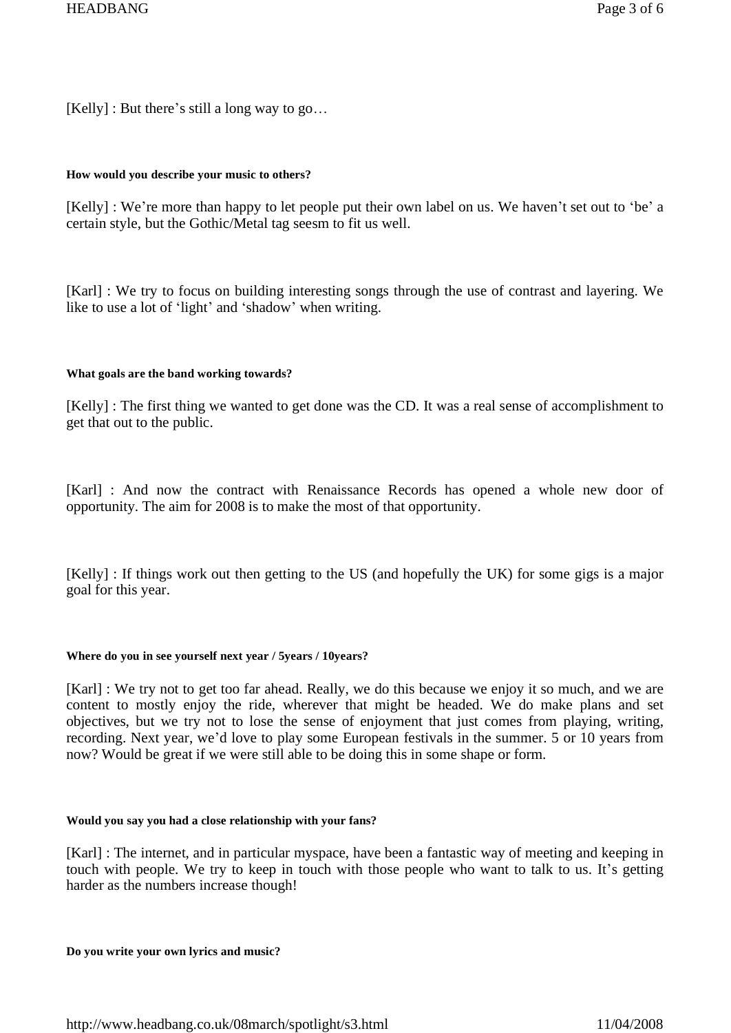[Kelly] : But there's still a long way to go…

**How would you describe your music to others?**

[Kelly] : We're more than happy to let people put their own label on us. We haven't set out to 'be' a certain style, but the Gothic/Metal tag seesm to fit us well.

[Karl] : We try to focus on building interesting songs through the use of contrast and layering. We like to use a lot of 'light' and 'shadow' when writing.

**What goals are the band working towards?**

[Kelly] : The first thing we wanted to get done was the CD. It was a real sense of accomplishment to get that out to the public.

[Karl] : And now the contract with Renaissance Records has opened a whole new door of opportunity. The aim for 2008 is to make the most of that opportunity.

[Kelly] : If things work out then getting to the US (and hopefully the UK) for some gigs is a major goal for this year.

**Where do you in see yourself next year / 5years / 10years?**

[Karl] : We try not to get too far ahead. Really, we do this because we enjoy it so much, and we are content to mostly enjoy the ride, wherever that might be headed. We do make plans and set objectives, but we try not to lose the sense of enjoyment that just comes from playing, writing, recording. Next year, we'd love to play some European festivals in the summer. 5 or 10 years from now? Would be great if we were still able to be doing this in some shape or form.

**Would you say you had a close relationship with your fans?**

[Karl] : The internet, and in particular myspace, have been a fantastic way of meeting and keeping in touch with people. We try to keep in touch with those people who want to talk to us. It's getting harder as the numbers increase though!

**Do you write your own lyrics and music?**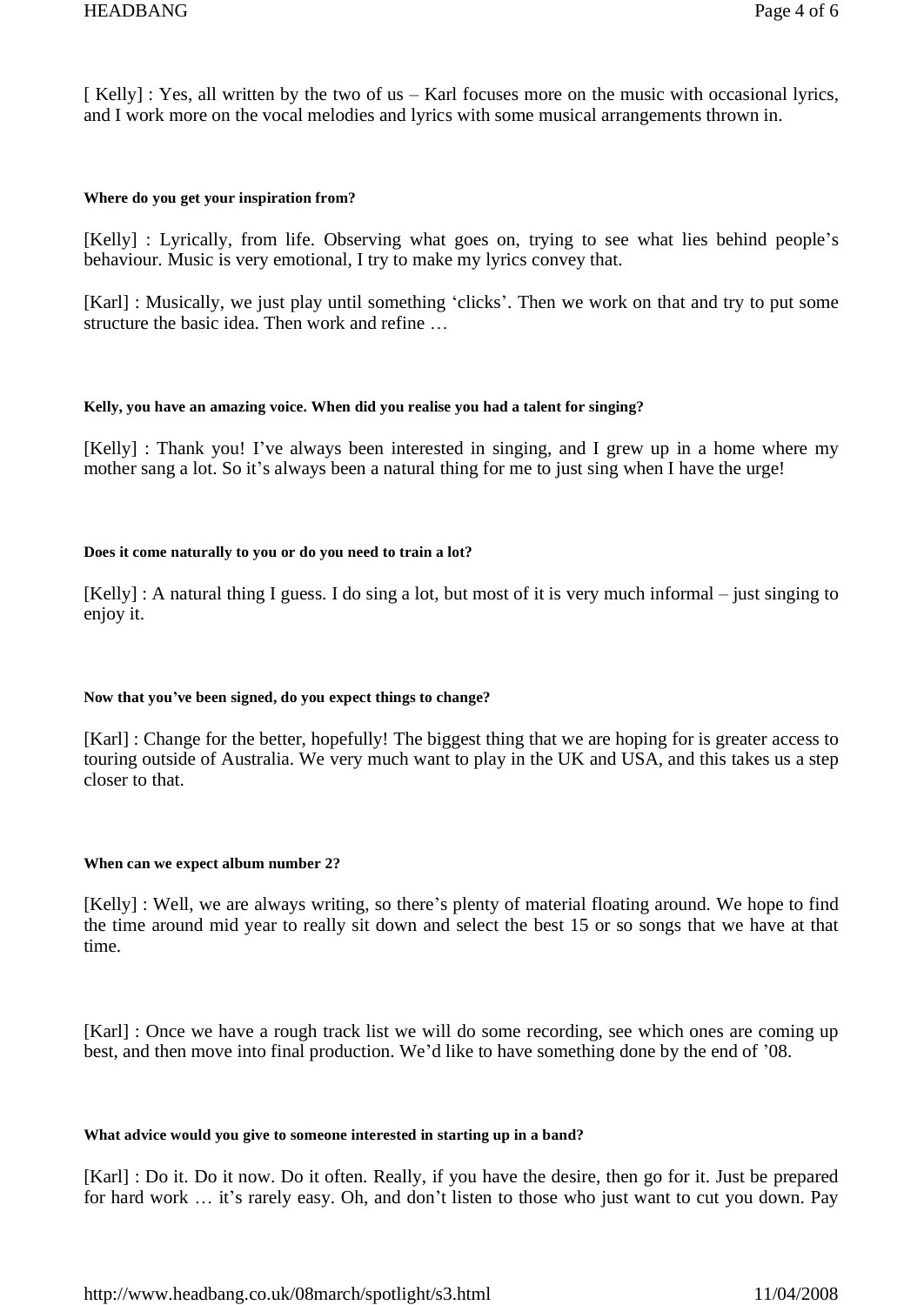[ Kelly] : Yes, all written by the two of us – Karl focuses more on the music with occasional lyrics, and I work more on the vocal melodies and lyrics with some musical arrangements thrown in.

**Where do you get your inspiration from?**

[Kelly] : Lyrically, from life. Observing what goes on, trying to see what lies behind people's behaviour. Music is very emotional, I try to make my lyrics convey that.

[Karl] : Musically, we just play until something 'clicks'. Then we work on that and try to put some structure the basic idea. Then work and refine …

**Kelly, you have an amazing voice. When did you realise you had a talent for singing?**

[Kelly] : Thank you! I've always been interested in singing, and I grew up in a home where my mother sang a lot. So it's always been a natural thing for me to just sing when I have the urge!

**Does it come naturally to you or do you need to train a lot?**

[Kelly] : A natural thing I guess. I do sing a lot, but most of it is very much informal – just singing to enjoy it.

**Now that you've been signed, do you expect things to change?**

[Karl] : Change for the better, hopefully! The biggest thing that we are hoping for is greater access to touring outside of Australia. We very much want to play in the UK and USA, and this takes us a step closer to that.

**When can we expect album number 2?**

[Kelly] : Well, we are always writing, so there's plenty of material floating around. We hope to find the time around mid year to really sit down and select the best 15 or so songs that we have at that time.

[Karl] : Once we have a rough track list we will do some recording, see which ones are coming up best, and then move into final production. We'd like to have something done by the end of '08.

**What advice would you give to someone interested in starting up in a band?**

[Karl] : Do it. Do it now. Do it often. Really, if you have the desire, then go for it. Just be prepared for hard work … it's rarely easy. Oh, and don't listen to those who just want to cut you down. Pay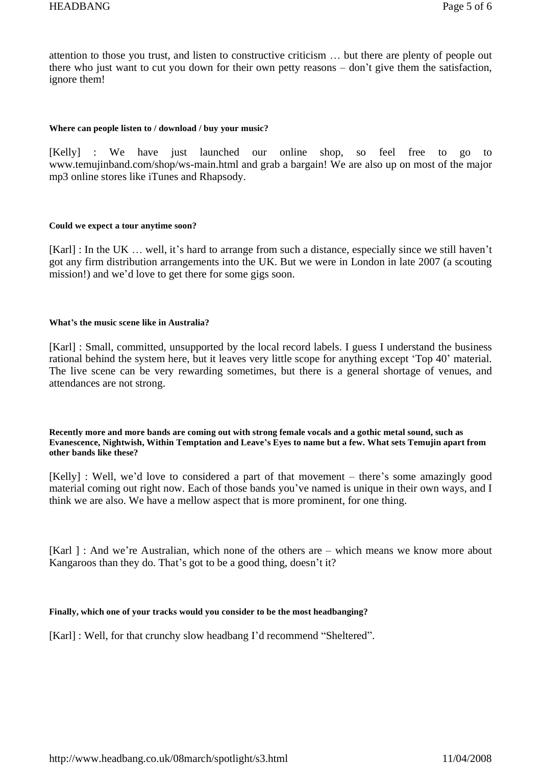attention to those you trust, and listen to constructive criticism … but there are plenty of people out there who just want to cut you down for their own petty reasons – don't give them the satisfaction, ignore them!

**Where can people listen to / download / buy your music?**

[Kelly] : We have just launched our online shop, so feel free to go to www.temujinband.com/shop/ws-main.html and grab a bargain! We are also up on most of the major mp3 online stores like iTunes and Rhapsody.

**Could we expect a tour anytime soon?**

[Karl] : In the UK … well, it's hard to arrange from such a distance, especially since we still haven't got any firm distribution arrangements into the UK. But we were in London in late 2007 (a scouting mission!) and we'd love to get there for some gigs soon.

**What's the music scene like in Australia?**

[Karl] : Small, committed, unsupported by the local record labels. I guess I understand the business rational behind the system here, but it leaves very little scope for anything except 'Top 40' material. The live scene can be very rewarding sometimes, but there is a general shortage of venues, and attendances are not strong.

**Recently more and more bands are coming out with strong female vocals and a gothic metal sound, such as Evanescence, Nightwish, Within Temptation and Leave's Eyes to name but a few. What sets Temujin apart from other bands like these?**

[Kelly] : Well, we'd love to considered a part of that movement – there's some amazingly good material coming out right now. Each of those bands you've named is unique in their own ways, and I think we are also. We have a mellow aspect that is more prominent, for one thing.

[Karl ] : And we're Australian, which none of the others are – which means we know more about Kangaroos than they do. That's got to be a good thing, doesn't it?

**Finally, which one of your tracks would you consider to be the most headbanging?**

[Karl] : Well, for that crunchy slow headbang I'd recommend "Sheltered".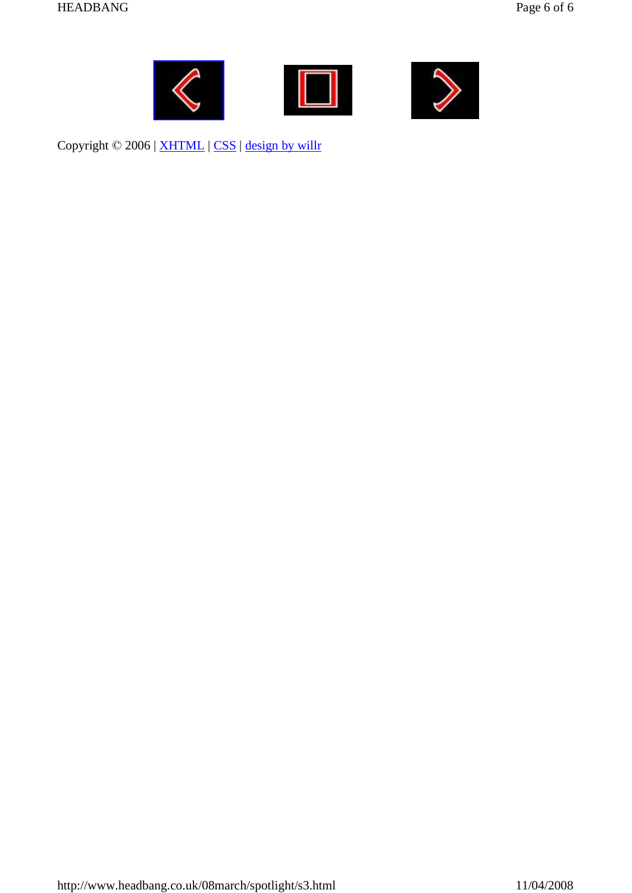Copyright © 2006 | XHTML | CSS | design by willr